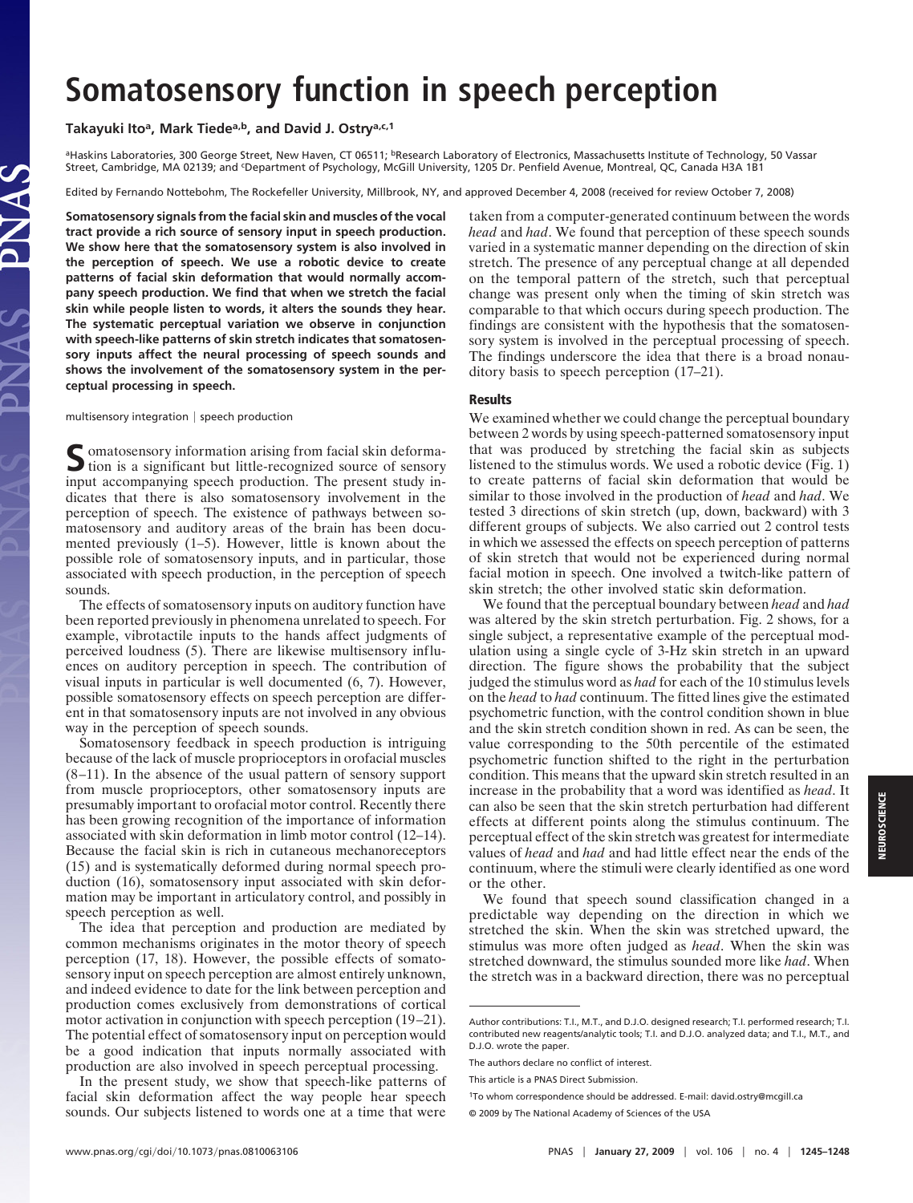# Somatosensory function in speech perception

**Takayuki Ito[a], Mark Tiede[a,b], and David J. Ostry[a,c,1]**

[a]Haskins Laboratories, 300 George Street, New Haven, CT 06511; [b]Research Laboratory of Electronics, Massachusetts Institute of Technology, 50 Vassar Street, Cambridge, MA 02139; and [c]Department of Psychology, McGill University, 1205 Dr. Penfield Avenue, Montreal, QC, Canada H3A 1B1

Edited by Fernando Nottebohm, The Rockefeller University, Millbrook, NY, and approved December 4, 2008 (received for review October 7, 2008)

**Somatosensory signals from the facial skin and muscles of the vocal tract provide a rich source of sensory input in speech production. We show here that the somatosensory system is also involved in the perception of speech. We use a robotic device to create patterns of facial skin deformation that would normally accompany speech production. We find that when we stretch the facial skin while people listen to words, it alters the sounds they hear. The systematic perceptual variation we observe in conjunction with speech-like patterns of skin stretch indicates that somatosensory inputs affect the neural processing of speech sounds and shows the involvement of the somatosensory system in the perceptual processing in speech.**

multisensory integration | speech production

Somatosensory information arising from facial skin deformation is a significant but little-recognized source of sensory input accompanying speech production. The present study indicates that there is also somatosensory involvement in the perception of speech. The existence of pathways between somatosensory and auditory areas of the brain has been documented previously (1–5). However, little is known about the possible role of somatosensory inputs, and in particular, those associated with speech production, in the perception of speech sounds.

The effects of somatosensory inputs on auditory function have been reported previously in phenomena unrelated to speech. For example, vibrotactile inputs to the hands affect judgments of perceived loudness (5). There are likewise multisensory influences on auditory perception in speech. The contribution of visual inputs in particular is well documented (6, 7). However, possible somatosensory effects on speech perception are different in that somatosensory inputs are not involved in any obvious way in the perception of speech sounds.

Somatosensory feedback in speech production is intriguing because of the lack of muscle proprioceptors in orofacial muscles (8–11). In the absence of the usual pattern of sensory support from muscle proprioceptors, other somatosensory inputs are presumably important to orofacial motor control. Recently there has been growing recognition of the importance of information associated with skin deformation in limb motor control (12–14). Because the facial skin is rich in cutaneous mechanoreceptors (15) and is systematically deformed during normal speech production (16), somatosensory input associated with skin deformation may be important in articulatory control, and possibly in speech perception as well.

The idea that perception and production are mediated by common mechanisms originates in the motor theory of speech perception (17, 18). However, the possible effects of somatosensory input on speech perception are almost entirely unknown, and indeed evidence to date for the link between perception and production comes exclusively from demonstrations of cortical motor activation in conjunction with speech perception (19–21). The potential effect of somatosensory input on perception would be a good indication that inputs normally associated with production are also involved in speech perceptual processing.

In the present study, we show that speech-like patterns of facial skin deformation affect the way people hear speech sounds. Our subjects listened to words one at a time that were taken from a computer-generated continuum between the words *head* and *had*. We found that perception of these speech sounds varied in a systematic manner depending on the direction of skin stretch. The presence of any perceptual change at all depended on the temporal pattern of the stretch, such that perceptual change was present only when the timing of skin stretch was comparable to that which occurs during speech production. The findings are consistent with the hypothesis that the somatosensory system is involved in the perceptual processing of speech. The findings underscore the idea that there is a broad nonauditory basis to speech perception (17–21).

## Results

We examined whether we could change the perceptual boundary between 2 words by using speech-patterned somatosensory input that was produced by stretching the facial skin as subjects listened to the stimulus words. We used a robotic device (Fig. 1) to create patterns of facial skin deformation that would be similar to those involved in the production of *head* and *had*. We tested 3 directions of skin stretch (up, down, backward) with 3 different groups of subjects. We also carried out 2 control tests in which we assessed the effects on speech perception of patterns of skin stretch that would not be experienced during normal facial motion in speech. One involved a twitch-like pattern of skin stretch; the other involved static skin deformation.

We found that the perceptual boundary between *head* and *had* was altered by the skin stretch perturbation. Fig. 2 shows, for a single subject, a representative example of the perceptual modulation using a single cycle of 3-Hz skin stretch in an upward direction. The figure shows the probability that the subject judged the stimulus word as *had* for each of the 10 stimulus levels on the *head* to *had* continuum. The fitted lines give the estimated psychometric function, with the control condition shown in blue and the skin stretch condition shown in red. As can be seen, the value corresponding to the 50th percentile of the estimated psychometric function shifted to the right in the perturbation condition. This means that the upward skin stretch resulted in an increase in the probability that a word was identified as *head*. It can also be seen that the skin stretch perturbation had different effects at different points along the stimulus continuum. The perceptual effect of the skin stretch was greatest for intermediate values of *head* and *had* and had little effect near the ends of the continuum, where the stimuli were clearly identified as one word or the other.

We found that speech sound classification changed in a predictable way depending on the direction in which we stretched the skin. When the skin was stretched upward, the stimulus was more often judged as *head*. When the skin was stretched downward, the stimulus sounded more like *had*. When the stretch was in a backward direction, there was no perceptual

Author contributions: T.I., M.T., and D.J.O. designed research; T.I. performed research; T.I. contributed new reagents/analytic tools; T.I. and D.J.O. analyzed data; and T.I., M.T., and D.J.O. wrote the paper.

The authors declare no conflict of interest.

This article is a PNAS Direct Submission.

[1]To whom correspondence should be addressed. E-mail: david.ostry@mcgill.ca

© 2009 by The National Academy of Sciences of the USA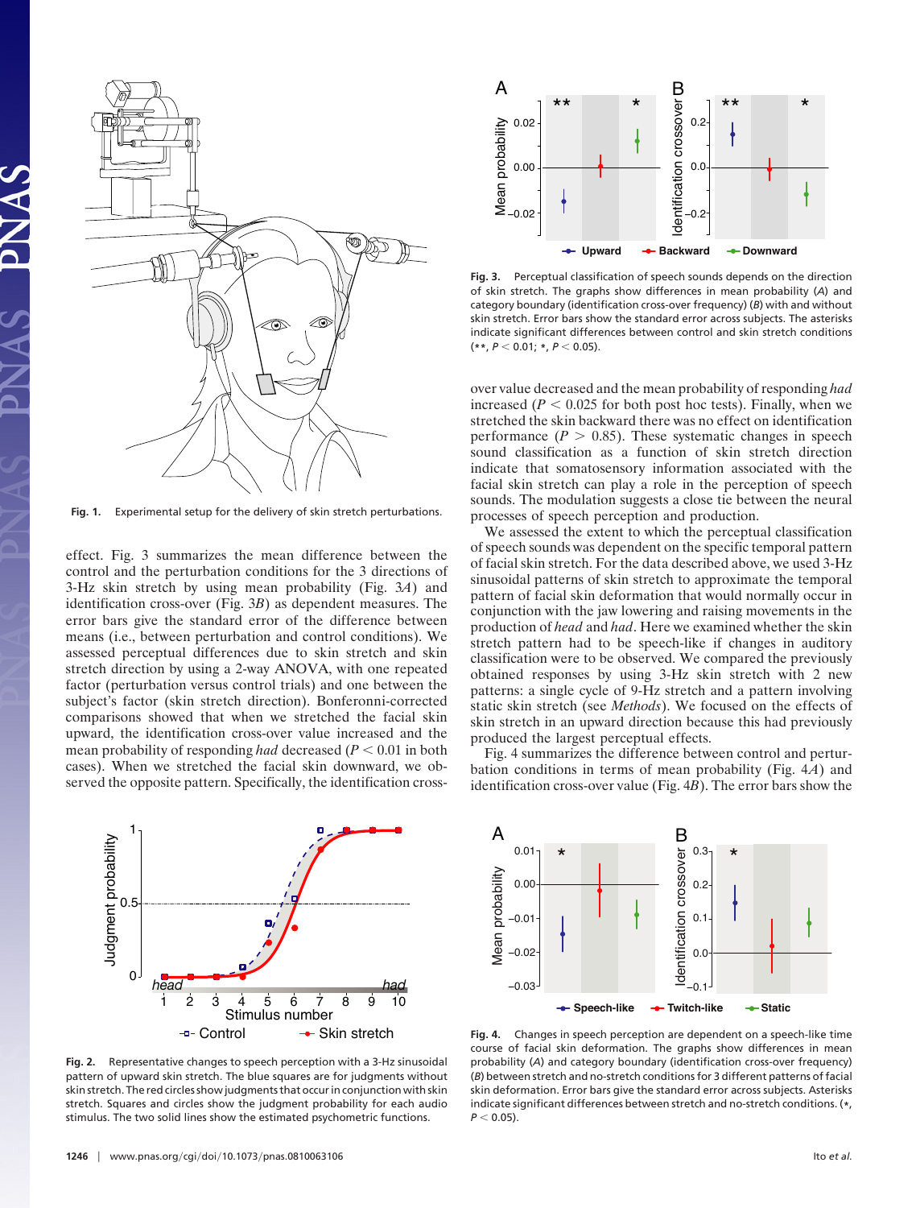Fig. 1. Experimental setup for the delivery of skin stretch perturbations.

effect. Fig. 3 summarizes the mean difference between the control and the perturbation conditions for the 3 directions of 3-Hz skin stretch by using mean probability (Fig. 3*A*) and identification cross-over (Fig. 3*B*) as dependent measures. The error bars give the standard error of the difference between means (i.e., between perturbation and control conditions). We assessed perceptual differences due to skin stretch and skin stretch direction by using a 2-way ANOVA, with one repeated factor (perturbation versus control trials) and one between the subject's factor (skin stretch direction). Bonferonni-corrected comparisons showed that when we stretched the facial skin upward, the identification cross-over value increased and the mean probability of responding *had* decreased ($P < 0.01$ in both cases). When we stretched the facial skin downward, we observed the opposite pattern. Specifically, the identification cross-over value decreased and the mean probability of responding *had* increased ($P < 0.025$ for both post hoc tests). Finally, when we stretched the skin backward there was no effect on identification performance ($P > 0.85$). These systematic changes in speech sound classification as a function of skin stretch direction indicate that somatosensory information associated with the facial skin stretch can play a role in the perception of speech sounds. The modulation suggests a close tie between the neural processes of speech perception and production.

Fig. 3. Perceptual classification of speech sounds depends on the direction of skin stretch. The graphs show differences in mean probability (*A*) and category boundary (identification cross-over frequency) (*B*) with and without skin stretch. Error bars show the standard error across subjects. The asterisks indicate significant differences between control and skin stretch conditions (**, $P < 0.01$; *, $P < 0.05$).

We assessed the extent to which the perceptual classification of speech sounds was dependent on the specific temporal pattern of facial skin stretch. For the data described above, we used 3-Hz sinusoidal patterns of skin stretch to approximate the temporal pattern of facial skin deformation that would normally occur in conjunction with the jaw lowering and raising movements in the production of *head* and *had*. Here we examined whether the skin stretch pattern had to be speech-like if changes in auditory classification were to be observed. We compared the previously obtained responses by using 3-Hz skin stretch with 2 new patterns: a single cycle of 9-Hz stretch and a pattern involving static skin stretch (see *Methods*). We focused on the effects of skin stretch in an upward direction because this had previously produced the largest perceptual effects.

Fig. 4 summarizes the difference between control and perturbation conditions in terms of mean probability (Fig. 4*A*) and identification cross-over value (Fig. 4*B*). The error bars show the

Fig. 2. Representative changes to speech perception with a 3-Hz sinusoidal pattern of upward skin stretch. The blue squares are for judgments without skin stretch. The red circles show judgments that occur in conjunction with skin stretch. Squares and circles show the judgment probability for each audio stimulus. The two solid lines show the estimated psychometric functions.

Fig. 4. Changes in speech perception are dependent on a speech-like time course of facial skin deformation. The graphs show differences in mean probability (*A*) and category boundary (identification cross-over frequency) (*B*) between stretch and no-stretch conditions for 3 different patterns of facial skin deformation. Error bars give the standard error across subjects. Asterisks indicate significant differences between stretch and no-stretch conditions. (*, $P < 0.05$).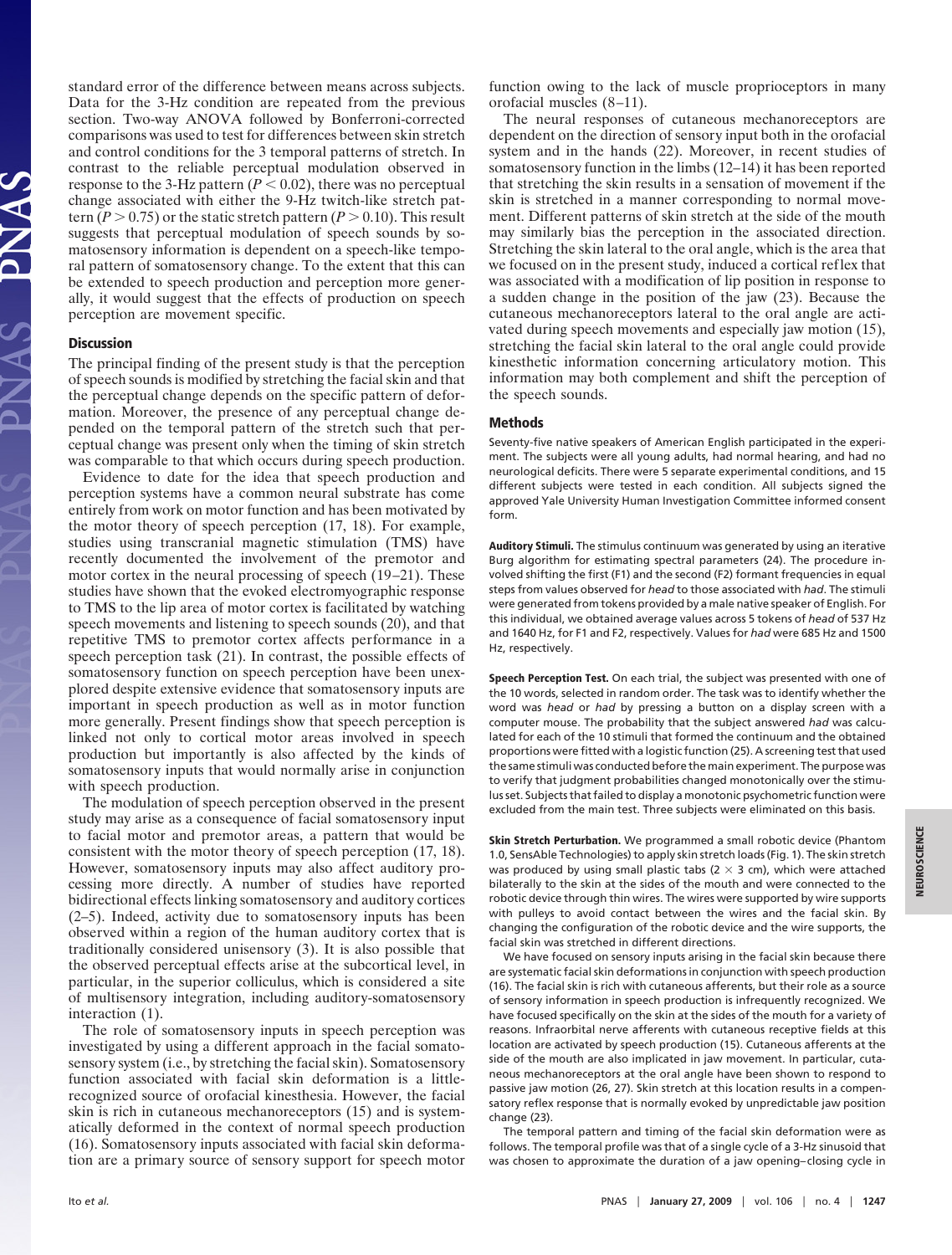standard error of the difference between means across subjects. Data for the 3-Hz condition are repeated from the previous section. Two-way ANOVA followed by Bonferroni-corrected comparisons was used to test for differences between skin stretch and control conditions for the 3 temporal patterns of stretch. In contrast to the reliable perceptual modulation observed in response to the 3-Hz pattern ($P < 0.02$), there was no perceptual change associated with either the 9-Hz twitch-like stretch pattern ($P > 0.75$) or the static stretch pattern ($P > 0.10$). This result suggests that perceptual modulation of speech sounds by somatosensory information is dependent on a speech-like temporal pattern of somatosensory change. To the extent that this can be extended to speech production and perception more generally, it would suggest that the effects of production on speech perception are movement specific.

## Discussion

The principal finding of the present study is that the perception of speech sounds is modified by stretching the facial skin and that the perceptual change depends on the specific pattern of deformation. Moreover, the presence of any perceptual change depended on the temporal pattern of the stretch such that perceptual change was present only when the timing of skin stretch was comparable to that which occurs during speech production.

Evidence to date for the idea that speech production and perception systems have a common neural substrate has come entirely from work on motor function and has been motivated by the motor theory of speech perception (17, 18). For example, studies using transcranial magnetic stimulation (TMS) have recently documented the involvement of the premotor and motor cortex in the neural processing of speech (19–21). These studies have shown that the evoked electromyographic response to TMS to the lip area of motor cortex is facilitated by watching speech movements and listening to speech sounds (20), and that repetitive TMS to premotor cortex affects performance in a speech perception task (21). In contrast, the possible effects of somatosensory function on speech perception have been unexplored despite extensive evidence that somatosensory inputs are important in speech production as well as in motor function more generally. Present findings show that speech perception is linked not only to cortical motor areas involved in speech production but importantly is also affected by the kinds of somatosensory inputs that would normally arise in conjunction with speech production.

The modulation of speech perception observed in the present study may arise as a consequence of facial somatosensory input to facial motor and premotor areas, a pattern that would be consistent with the motor theory of speech perception (17, 18). However, somatosensory inputs may also affect auditory processing more directly. A number of studies have reported bidirectional effects linking somatosensory and auditory cortices (2–5). Indeed, activity due to somatosensory inputs has been observed within a region of the human auditory cortex that is traditionally considered unisensory (3). It is also possible that the observed perceptual effects arise at the subcortical level, in particular, in the superior colliculus, which is considered a site of multisensory integration, including auditory-somatosensory interaction (1).

The role of somatosensory inputs in speech perception was investigated by using a different approach in the facial somatosensory system (i.e., by stretching the facial skin). Somatosensory function associated with facial skin deformation is a little-recognized source of orofacial kinesthesia. However, the facial skin is rich in cutaneous mechanoreceptors (15) and is systematically deformed in the context of normal speech production (16). Somatosensory inputs associated with facial skin deformation are a primary source of sensory support for speech motor function owing to the lack of muscle proprioceptors in many orofacial muscles (8–11).

The neural responses of cutaneous mechanoreceptors are dependent on the direction of sensory input both in the orofacial system and in the hands (22). Moreover, in recent studies of somatosensory function in the limbs (12–14) it has been reported that stretching the skin results in a sensation of movement if the skin is stretched in a manner corresponding to normal movement. Different patterns of skin stretch at the side of the mouth may similarly bias the perception in the associated direction. Stretching the skin lateral to the oral angle, which is the area that we focused on in the present study, induced a cortical reflex that was associated with a modification of lip position in response to a sudden change in the position of the jaw (23). Because the cutaneous mechanoreceptors lateral to the oral angle are activated during speech movements and especially jaw motion (15), stretching the facial skin lateral to the oral angle could provide kinesthetic information concerning articulatory motion. This information may both complement and shift the perception of the speech sounds.

## Methods

Seventy-five native speakers of American English participated in the experiment. The subjects were all young adults, had normal hearing, and had no neurological deficits. There were 5 separate experimental conditions, and 15 different subjects were tested in each condition. All subjects signed the approved Yale University Human Investigation Committee informed consent form.

**Auditory Stimuli.** The stimulus continuum was generated by using an iterative Burg algorithm for estimating spectral parameters (24). The procedure involved shifting the first (F1) and the second (F2) formant frequencies in equal steps from values observed for *head* to those associated with *had*. The stimuli were generated from tokens provided by a male native speaker of English. For this individual, we obtained average values across 5 tokens of *head* of 537 Hz and 1640 Hz, for F1 and F2, respectively. Values for *had* were 685 Hz and 1500 Hz, respectively.

**Speech Perception Test.** On each trial, the subject was presented with one of the 10 words, selected in random order. The task was to identify whether the word was *head* or *had* by pressing a button on a display screen with a computer mouse. The probability that the subject answered *had* was calculated for each of the 10 stimuli that formed the continuum and the obtained proportions were fitted with a logistic function (25). A screening test that used the same stimuli was conducted before the main experiment. The purpose was to verify that judgment probabilities changed monotonically over the stimulus set. Subjects that failed to display a monotonic psychometric function were excluded from the main test. Three subjects were eliminated on this basis.

**Skin Stretch Perturbation.** We programmed a small robotic device (Phantom 1.0, SensAble Technologies) to apply skin stretch loads (Fig. 1). The skin stretch was produced by using small plastic tabs (2 × 3 cm), which were attached bilaterally to the skin at the sides of the mouth and were connected to the robotic device through thin wires. The wires were supported by wire supports with pulleys to avoid contact between the wires and the facial skin. By changing the configuration of the robotic device and the wire supports, the facial skin was stretched in different directions.

We have focused on sensory inputs arising in the facial skin because there are systematic facial skin deformations in conjunction with speech production (16). The facial skin is rich with cutaneous afferents, but their role as a source of sensory information in speech production is infrequently recognized. We have focused specifically on the skin at the sides of the mouth for a variety of reasons. Infraorbital nerve afferents with cutaneous receptive fields at this location are activated by speech production (15). Cutaneous afferents at the side of the mouth are also implicated in jaw movement. In particular, cutaneous mechanoreceptors at the oral angle have been shown to respond to passive jaw motion (26, 27). Skin stretch at this location results in a compensatory reflex response that is normally evoked by unpredictable jaw position change (23).

The temporal pattern and timing of the facial skin deformation were as follows. The temporal profile was that of a single cycle of a 3-Hz sinusoid that was chosen to approximate the duration of a jaw opening–closing cycle in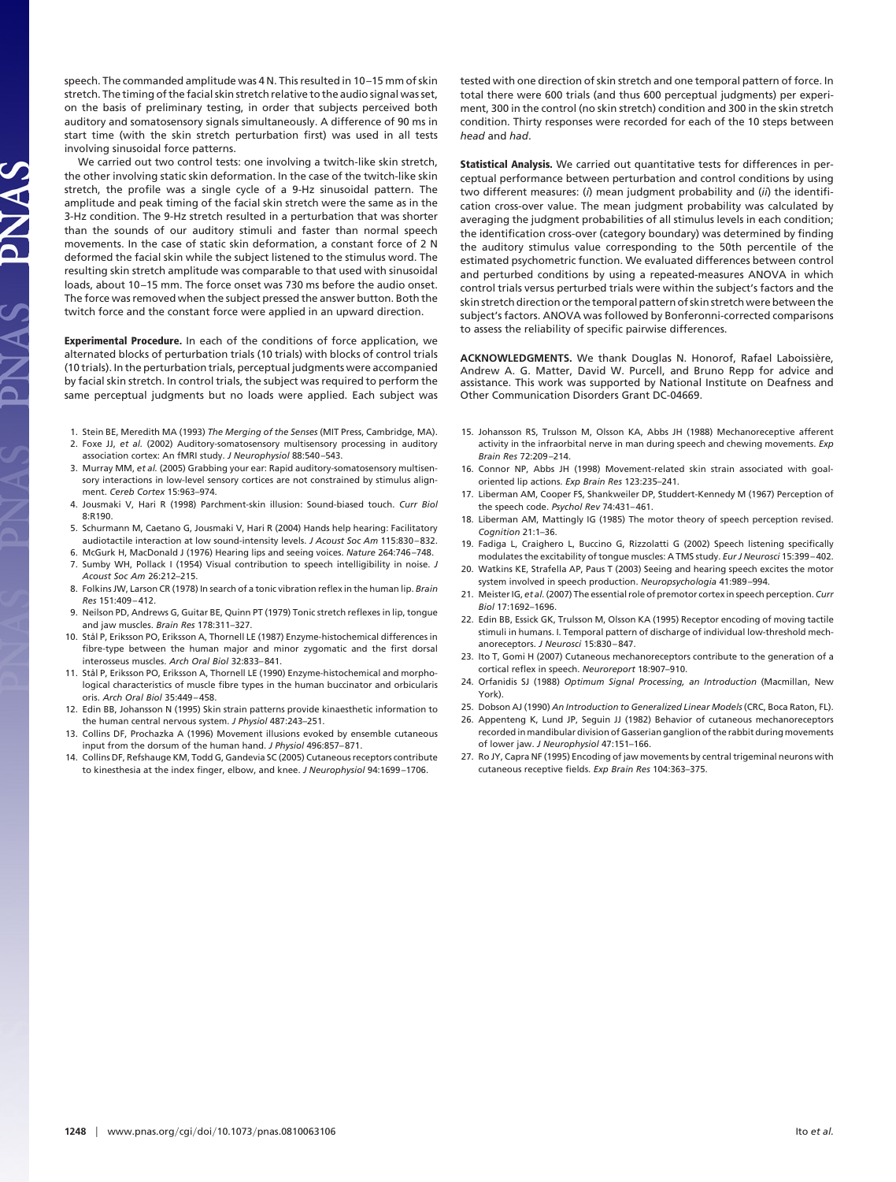speech. The commanded amplitude was 4 N. This resulted in 10–15 mm of skin stretch. The timing of the facial skin stretch relative to the audio signal was set, on the basis of preliminary testing, in order that subjects perceived both auditory and somatosensory signals simultaneously. A difference of 90 ms in start time (with the skin stretch perturbation first) was used in all tests involving sinusoidal force patterns.

We carried out two control tests: one involving a twitch-like skin stretch, the other involving static skin deformation. In the case of the twitch-like skin stretch, the profile was a single cycle of a 9-Hz sinusoidal pattern. The amplitude and peak timing of the facial skin stretch were the same as in the 3-Hz condition. The 9-Hz stretch resulted in a perturbation that was shorter than the sounds of our auditory stimuli and faster than normal speech movements. In the case of static skin deformation, a constant force of 2 N deformed the facial skin while the subject listened to the stimulus word. The resulting skin stretch amplitude was comparable to that used with sinusoidal loads, about 10–15 mm. The force onset was 730 ms before the audio onset. The force was removed when the subject pressed the answer button. Both the twitch force and the constant force were applied in an upward direction.

**Experimental Procedure.** In each of the conditions of force application, we alternated blocks of perturbation trials (10 trials) with blocks of control trials (10 trials). In the perturbation trials, perceptual judgments were accompanied by facial skin stretch. In control trials, the subject was required to perform the same perceptual judgments but no loads were applied. Each subject was tested with one direction of skin stretch and one temporal pattern of force. In total there were 600 trials (and thus 600 perceptual judgments) per experiment, 300 in the control (no skin stretch) condition and 300 in the skin stretch condition. Thirty responses were recorded for each of the 10 steps between *head* and *had*.

**Statistical Analysis.** We carried out quantitative tests for differences in perceptual performance between perturbation and control conditions by using two different measures: (*i*) mean judgment probability and (*ii*) the identification cross-over value. The mean judgment probability was calculated by averaging the judgment probabilities of all stimulus levels in each condition; the identification cross-over (category boundary) was determined by finding the auditory stimulus value corresponding to the 50th percentile of the estimated psychometric function. We evaluated differences between control and perturbed conditions by using a repeated-measures ANOVA in which control trials versus perturbed trials were within the subject's factors and the skin stretch direction or the temporal pattern of skin stretch were between the subject's factors. ANOVA was followed by Bonferonni-corrected comparisons to assess the reliability of specific pairwise differences.

**ACKNOWLEDGMENTS.** We thank Douglas N. Honorof, Rafael Laboissière, Andrew A. G. Matter, David W. Purcell, and Bruno Repp for advice and assistance. This work was supported by National Institute on Deafness and Other Communication Disorders Grant DC-04669.

1. Stein BE, Meredith MA (1993) *The Merging of the Senses* (MIT Press, Cambridge, MA).
2. Foxe JJ, *et al.* (2002) Auditory-somatosensory multisensory processing in auditory association cortex: An fMRI study. *J Neurophysiol* 88:540–543.
3. Murray MM, *et al.* (2005) Grabbing your ear: Rapid auditory-somatosensory multisensory interactions in low-level sensory cortices are not constrained by stimulus alignment. *Cereb Cortex* 15:963–974.
4. Jousmaki V, Hari R (1998) Parchment-skin illusion: Sound-biased touch. *Curr Biol* 8:R190.
5. Schurmann M, Caetano G, Jousmaki V, Hari R (2004) Hands help hearing: Facilitatory audiotactile interaction at low sound-intensity levels. *J Acoust Soc Am* 115:830–832.
6. McGurk H, MacDonald J (1976) Hearing lips and seeing voices. *Nature* 264:746–748.
7. Sumby WH, Pollack I (1954) Visual contribution to speech intelligibility in noise. *J Acoust Soc Am* 26:212–215.
8. Folkins JW, Larson CR (1978) In search of a tonic vibration reflex in the human lip. *Brain Res* 151:409–412.
9. Neilson PD, Andrews G, Guitar BE, Quinn PT (1979) Tonic stretch reflexes in lip, tongue and jaw muscles. *Brain Res* 178:311–327.
10. Stål P, Eriksson PO, Eriksson A, Thornell LE (1987) Enzyme-histochemical differences in fibre-type between the human major and minor zygomatic and the first dorsal interosseus muscles. *Arch Oral Biol* 32:833–841.
11. Stål P, Eriksson PO, Eriksson A, Thornell LE (1990) Enzyme-histochemical and morphological characteristics of muscle fibre types in the human buccinator and orbicularis oris. *Arch Oral Biol* 35:449–458.
12. Edin BB, Johansson N (1995) Skin strain patterns provide kinaesthetic information to the human central nervous system. *J Physiol* 487:243–251.
13. Collins DF, Prochazka A (1996) Movement illusions evoked by ensemble cutaneous input from the dorsum of the human hand. *J Physiol* 496:857–871.
14. Collins DF, Refshauge KM, Todd G, Gandevia SC (2005) Cutaneous receptors contribute to kinesthesia at the index finger, elbow, and knee. *J Neurophysiol* 94:1699–1706.
15. Johansson RS, Trulsson M, Olsson KA, Abbs JH (1988) Mechanoreceptive afferent activity in the infraorbital nerve in man during speech and chewing movements. *Exp Brain Res* 72:209–214.
16. Connor NP, Abbs JH (1998) Movement-related skin strain associated with goal-oriented lip actions. *Exp Brain Res* 123:235–241.
17. Liberman AM, Cooper FS, Shankweiler DP, Studdert-Kennedy M (1967) Perception of the speech code. *Psychol Rev* 74:431–461.
18. Liberman AM, Mattingly IG (1985) The motor theory of speech perception revised. *Cognition* 21:1–36.
19. Fadiga L, Craighero L, Buccino G, Rizzolatti G (2002) Speech listening specifically modulates the excitability of tongue muscles: A TMS study. *Eur J Neurosci* 15:399–402.
20. Watkins KE, Strafella AP, Paus T (2003) Seeing and hearing speech excites the motor system involved in speech production. *Neuropsychologia* 41:989–994.
21. Meister IG, *et al.* (2007) The essential role of premotor cortex in speech perception. *Curr Biol* 17:1692–1696.
22. Edin BB, Essick GK, Trulsson M, Olsson KA (1995) Receptor encoding of moving tactile stimuli in humans. I. Temporal pattern of discharge of individual low-threshold mechanoreceptors. *J Neurosci* 15:830–847.
23. Ito T, Gomi H (2007) Cutaneous mechanoreceptors contribute to the generation of a cortical reflex in speech. *Neuroreport* 18:907–910.
24. Orfanidis SJ (1988) *Optimum Signal Processing, an Introduction* (Macmillan, New York).
25. Dobson AJ (1990) *An Introduction to Generalized Linear Models* (CRC, Boca Raton, FL).
26. Appenteng K, Lund JP, Seguin JJ (1982) Behavior of cutaneous mechanoreceptors recorded in mandibular division of Gasserian ganglion of the rabbit during movements of lower jaw. *J Neurophysiol* 47:151–166.
27. Ro JY, Capra NF (1995) Encoding of jaw movements by central trigeminal neurons with cutaneous receptive fields. *Exp Brain Res* 104:363–375.